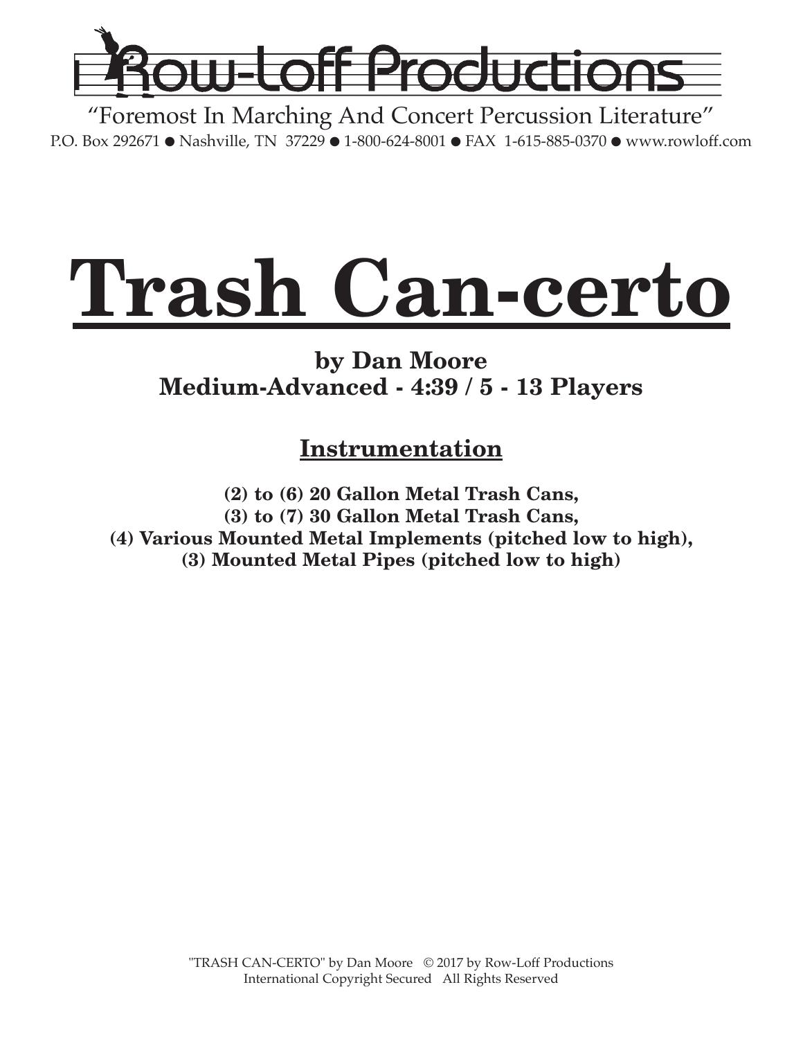Row-Loff Productions

"Foremost In Marching And Concert Percussion Literature"

P.O. Box 292671 ● Nashville, TN 37229 ● 1-800-624-8001 ● FAX 1-615-885-0370 ● www.rowloff.com

# Trash Can-certo

**by Dan Moore**
**Medium-Advanced - 4:39 / 5 - 13 Players**

## Instrumentation

**(2) to (6) 20 Gallon Metal Trash Cans,**
**(3) to (7) 30 Gallon Metal Trash Cans,**
**(4) Various Mounted Metal Implements (pitched low to high),**
**(3) Mounted Metal Pipes (pitched low to high)**

"TRASH CAN-CERTO" by Dan Moore © 2017 by Row-Loff Productions
International Copyright Secured All Rights Reserved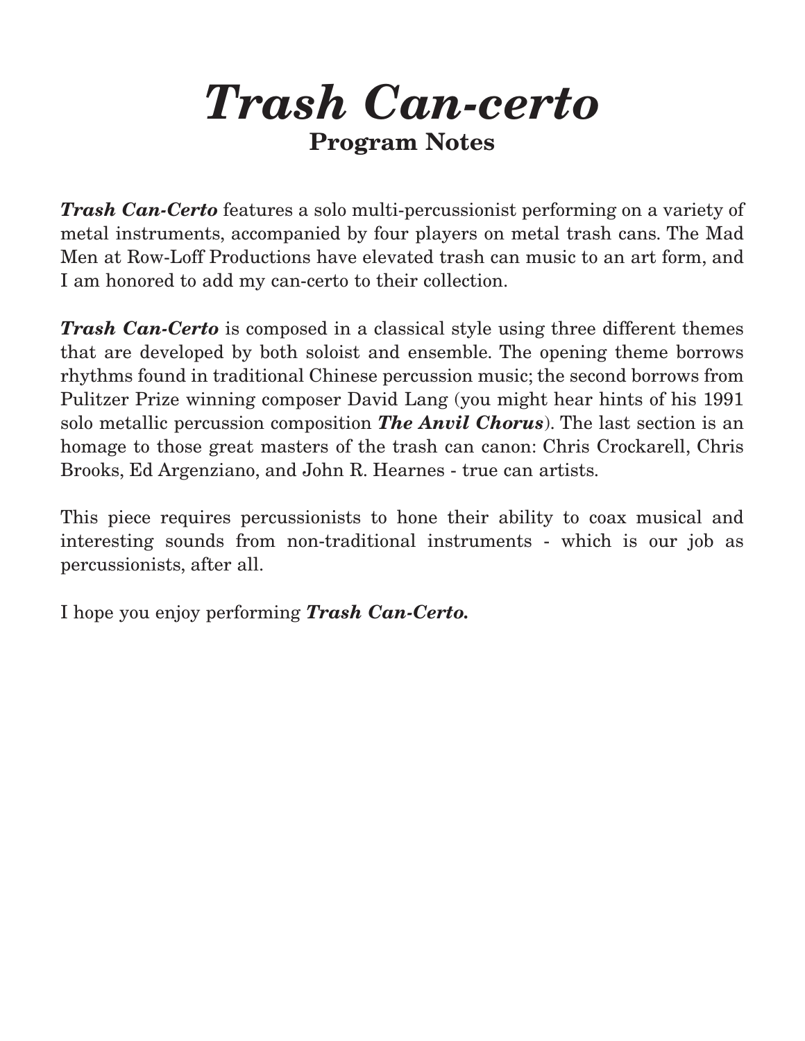# *Trash Can-certo*

## Program Notes

***Trash Can-Certo*** features a solo multi-percussionist performing on a variety of metal instruments, accompanied by four players on metal trash cans. The Mad Men at Row-Loff Productions have elevated trash can music to an art form, and I am honored to add my can-certo to their collection.

***Trash Can-Certo*** is composed in a classical style using three different themes that are developed by both soloist and ensemble. The opening theme borrows rhythms found in traditional Chinese percussion music; the second borrows from Pulitzer Prize winning composer David Lang (you might hear hints of his 1991 solo metallic percussion composition ***The Anvil Chorus***). The last section is an homage to those great masters of the trash can canon: Chris Crockarell, Chris Brooks, Ed Argenziano, and John R. Hearnes - true can artists.

This piece requires percussionists to hone their ability to coax musical and interesting sounds from non-traditional instruments - which is our job as percussionists, after all.

I hope you enjoy performing ***Trash Can-Certo.***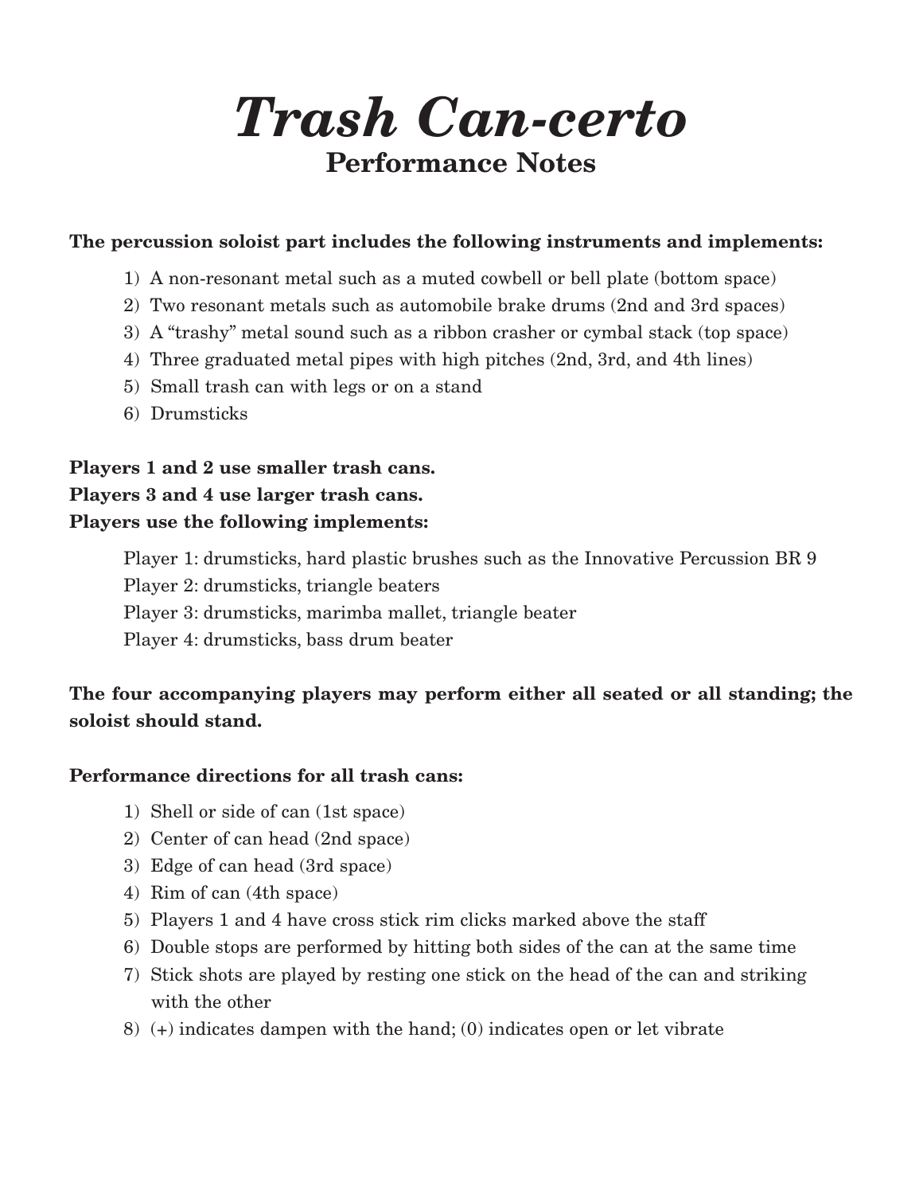# *Trash Can-certo*

## Performance Notes

**The percussion soloist part includes the following instruments and implements:**

1) A non-resonant metal such as a muted cowbell or bell plate (bottom space)
2) Two resonant metals such as automobile brake drums (2nd and 3rd spaces)
3) A “trashy” metal sound such as a ribbon crasher or cymbal stack (top space)
4) Three graduated metal pipes with high pitches (2nd, 3rd, and 4th lines)
5) Small trash can with legs or on a stand
6) Drumsticks

**Players 1 and 2 use smaller trash cans.**
**Players 3 and 4 use larger trash cans.**
**Players use the following implements:**

Player 1: drumsticks, hard plastic brushes such as the Innovative Percussion BR 9
Player 2: drumsticks, triangle beaters
Player 3: drumsticks, marimba mallet, triangle beater
Player 4: drumsticks, bass drum beater

**The four accompanying players may perform either all seated or all standing; the soloist should stand.**

**Performance directions for all trash cans:**

1) Shell or side of can (1st space)
2) Center of can head (2nd space)
3) Edge of can head (3rd space)
4) Rim of can (4th space)
5) Players 1 and 4 have cross stick rim clicks marked above the staff
6) Double stops are performed by hitting both sides of the can at the same time
7) Stick shots are played by resting one stick on the head of the can and striking with the other
8) (+) indicates dampen with the hand; (0) indicates open or let vibrate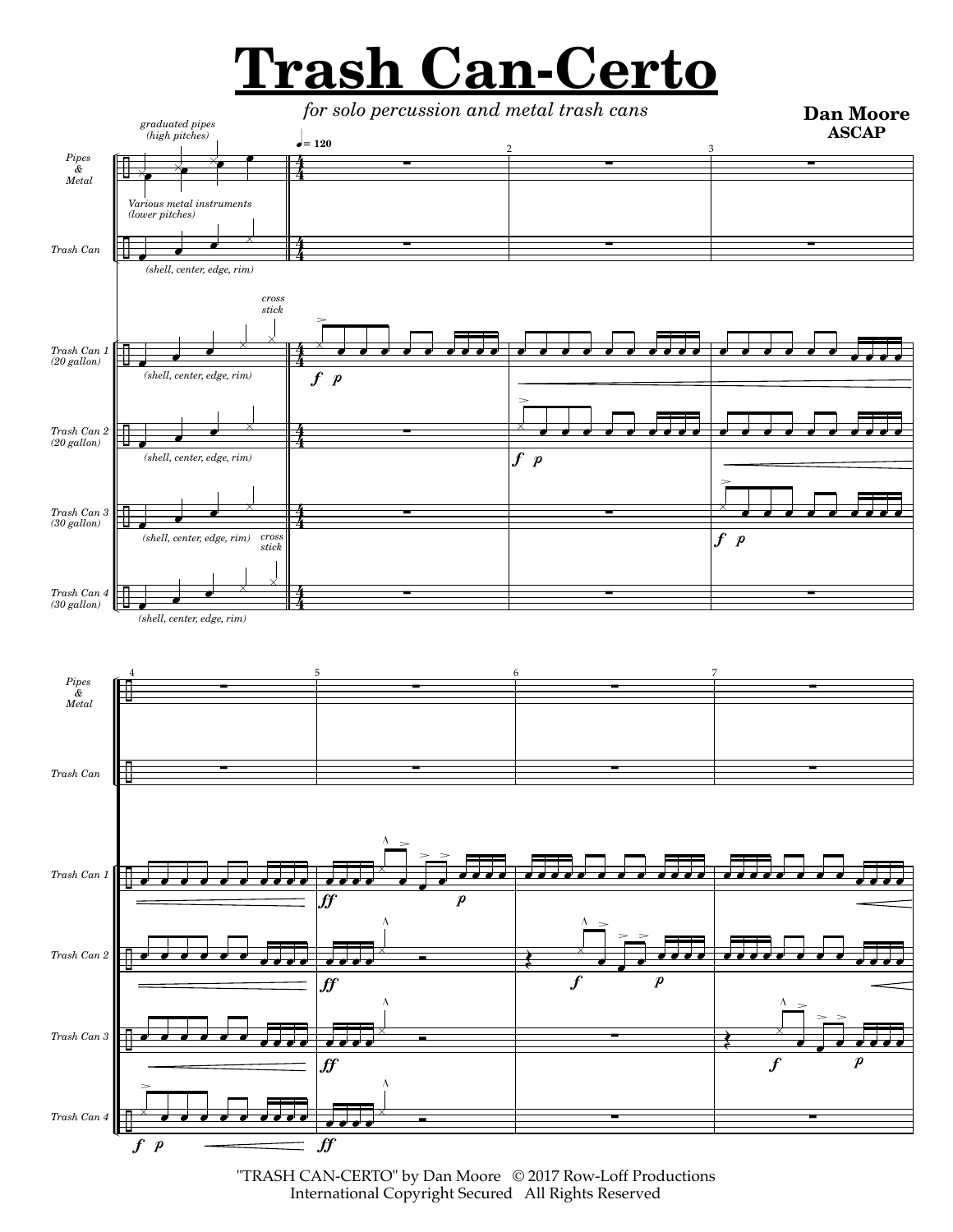# Trash Can-Certo

*for solo percussion and metal trash cans*

**Dan Moore**
**ASCAP**

"TRASH CAN-CERTO" by Dan Moore © 2017 Row-Loff Productions
International Copyright Secured All Rights Reserved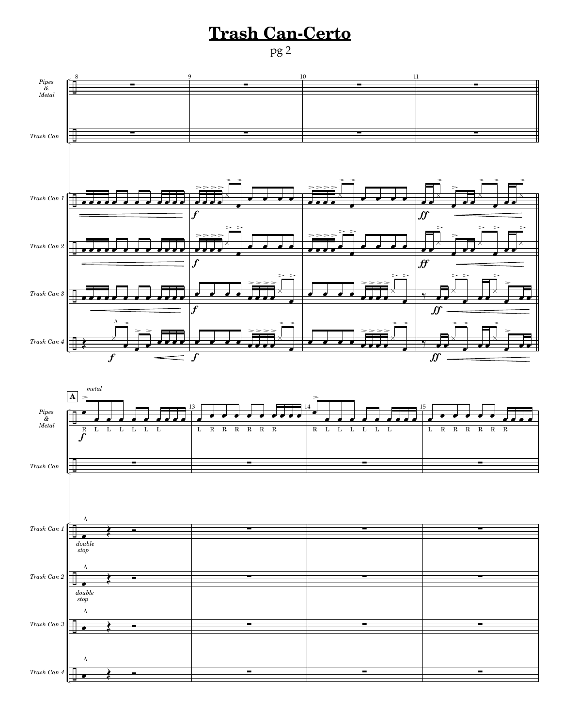# Trash Can-Certo

pg 2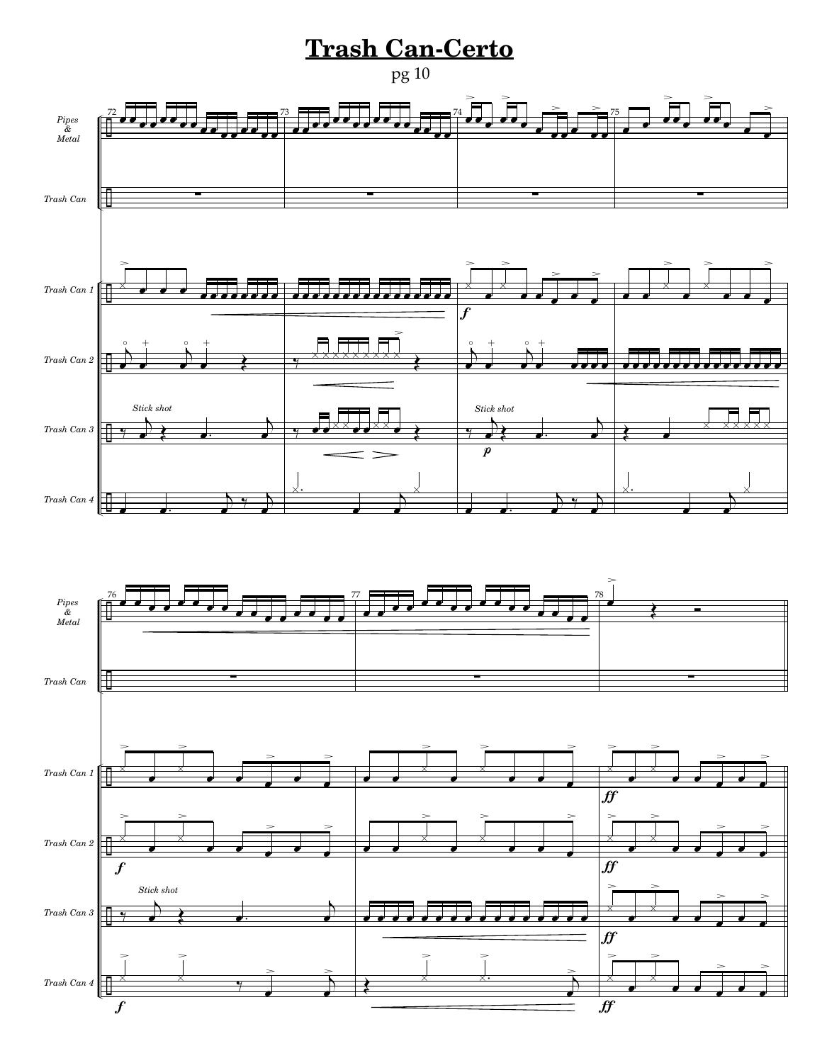# Trash Can-Certo

pg 10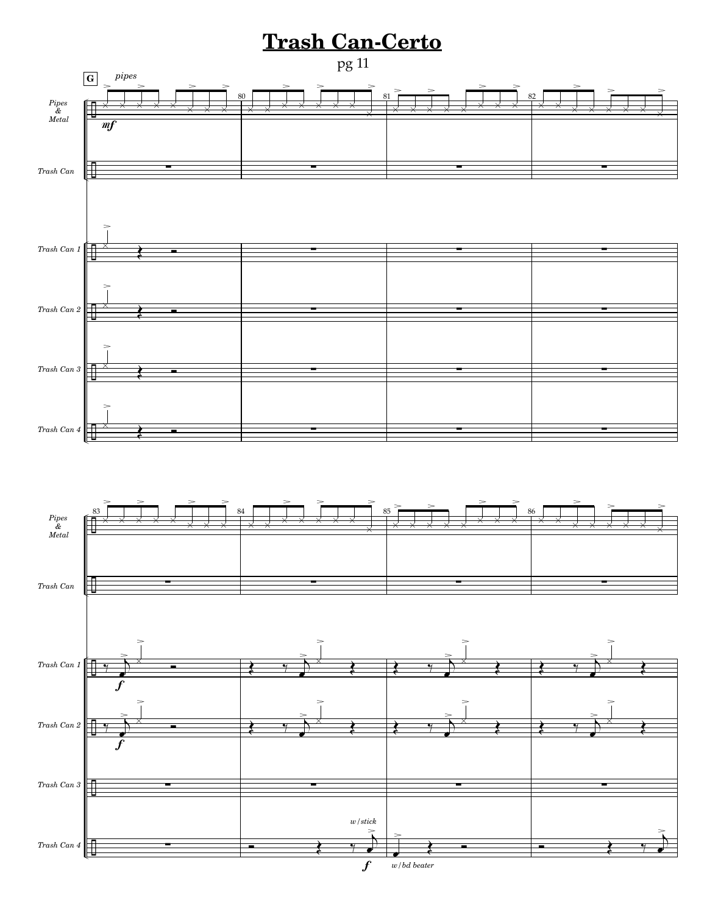# Trash Can-Certo

pg 11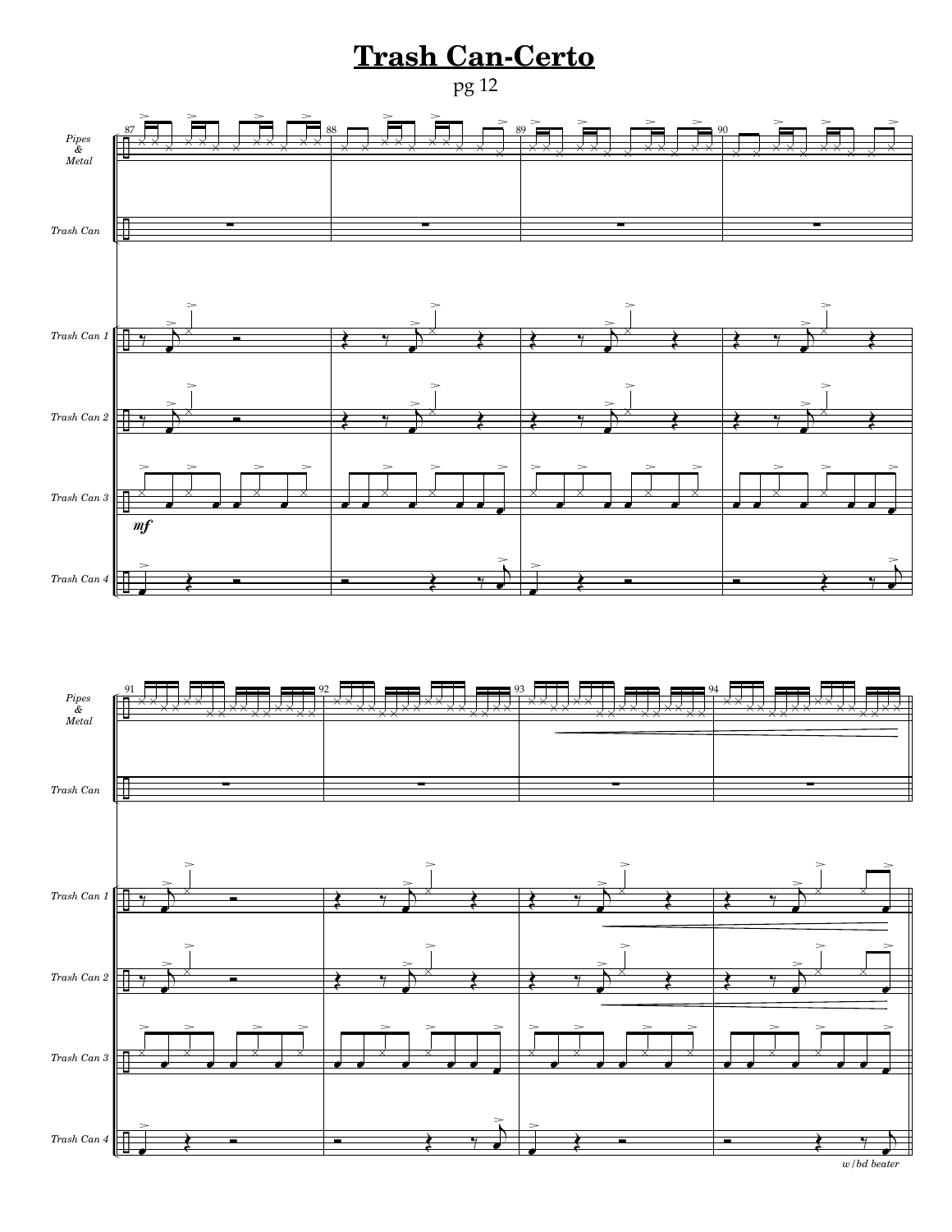# Trash Can-Certo

pg 12

Pipes & Metal

Trash Can

Trash Can 1

Trash Can 2

Trash Can 3

Trash Can 4

87

88

89

90

*mf*

91

92

93

94

*w/bd beater*